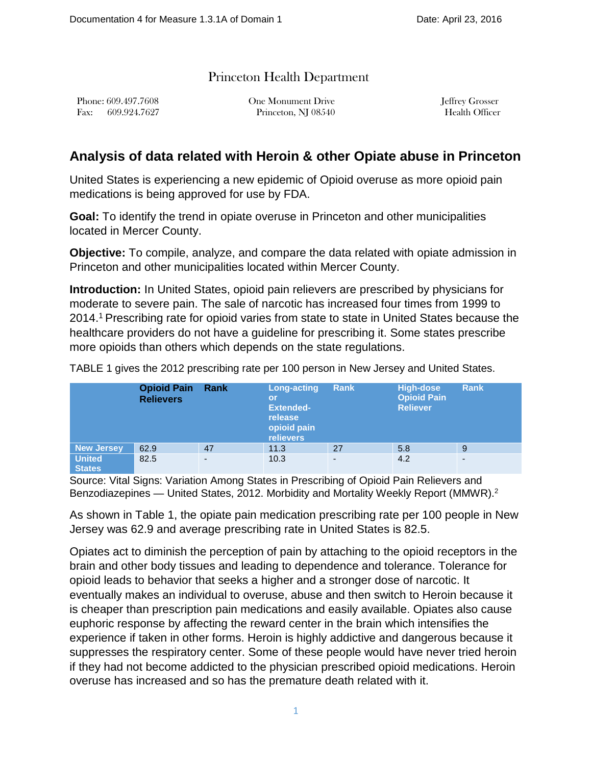# Princeton Health Department

Phone: 609.497.7608
Fax: 609.924.7627

One Monument Drive
Princeton, NJ 08540

Jeffrey Grosser
Health Officer

## Analysis of data related with Heroin & other Opiate abuse in Princeton

United States is experiencing a new epidemic of Opioid overuse as more opioid pain medications is being approved for use by FDA.

**Goal:** To identify the trend in opiate overuse in Princeton and other municipalities located in Mercer County.

**Objective:** To compile, analyze, and compare the data related with opiate admission in Princeton and other municipalities located within Mercer County.

**Introduction:** In United States, opioid pain relievers are prescribed by physicians for moderate to severe pain. The sale of narcotic has increased four times from 1999 to 2014.[1] Prescribing rate for opioid varies from state to state in United States because the healthcare providers do not have a guideline for prescribing it. Some states prescribe more opioids than others which depends on the state regulations.

TABLE 1 gives the 2012 prescribing rate per 100 person in New Jersey and United States.

| | Opioid Pain Relievers | Rank | Long-acting or Extended-release opioid pain relievers | Rank | High-dose Opioid Pain Reliever | Rank |
|---|---|---|---|---|---|---|
| New Jersey | 62.9 | 47 | 11.3 | 27 | 5.8 | 9 |
| United States | 82.5 | - | 10.3 | - | 4.2 | - |

Source: Vital Signs: Variation Among States in Prescribing of Opioid Pain Relievers and Benzodiazepines — United States, 2012. Morbidity and Mortality Weekly Report (MMWR).[2]

As shown in Table 1, the opiate pain medication prescribing rate per 100 people in New Jersey was 62.9 and average prescribing rate in United States is 82.5.

Opiates act to diminish the perception of pain by attaching to the opioid receptors in the brain and other body tissues and leading to dependence and tolerance. Tolerance for opioid leads to behavior that seeks a higher and a stronger dose of narcotic. It eventually makes an individual to overuse, abuse and then switch to Heroin because it is cheaper than prescription pain medications and easily available. Opiates also cause euphoric response by affecting the reward center in the brain which intensifies the experience if taken in other forms. Heroin is highly addictive and dangerous because it suppresses the respiratory center. Some of these people would have never tried heroin if they had not become addicted to the physician prescribed opioid medications. Heroin overuse has increased and so has the premature death related with it.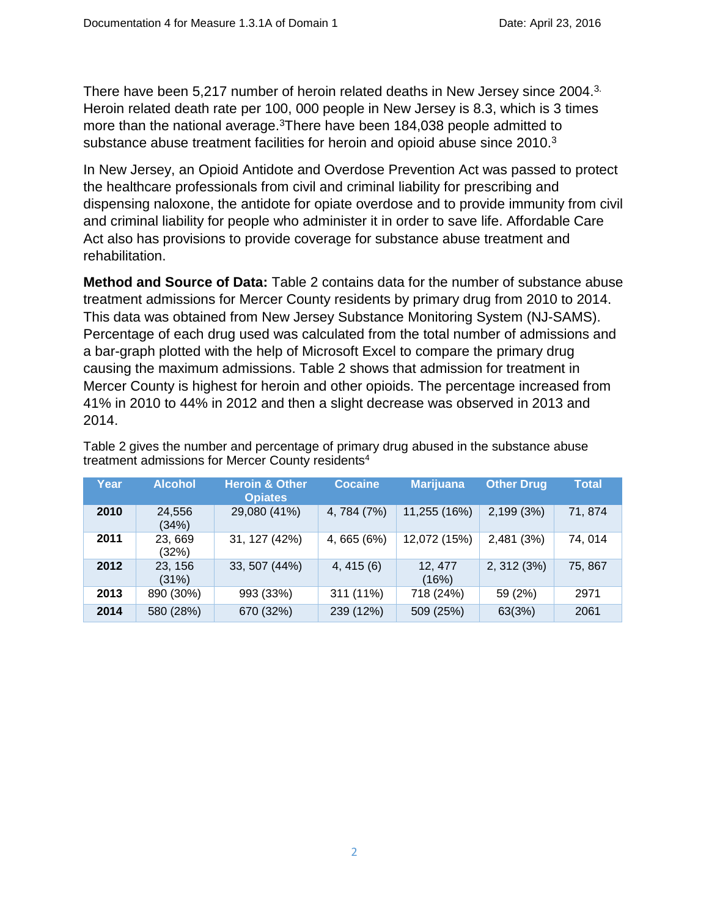There have been 5,217 number of heroin related deaths in New Jersey since 2004.[3.] Heroin related death rate per 100, 000 people in New Jersey is 8.3, which is 3 times more than the national average.[3]There have been 184,038 people admitted to substance abuse treatment facilities for heroin and opioid abuse since 2010.[3]

In New Jersey, an Opioid Antidote and Overdose Prevention Act was passed to protect the healthcare professionals from civil and criminal liability for prescribing and dispensing naloxone, the antidote for opiate overdose and to provide immunity from civil and criminal liability for people who administer it in order to save life. Affordable Care Act also has provisions to provide coverage for substance abuse treatment and rehabilitation.

**Method and Source of Data:** Table 2 contains data for the number of substance abuse treatment admissions for Mercer County residents by primary drug from 2010 to 2014. This data was obtained from New Jersey Substance Monitoring System (NJ-SAMS). Percentage of each drug used was calculated from the total number of admissions and a bar-graph plotted with the help of Microsoft Excel to compare the primary drug causing the maximum admissions. Table 2 shows that admission for treatment in Mercer County is highest for heroin and other opioids. The percentage increased from 41% in 2010 to 44% in 2012 and then a slight decrease was observed in 2013 and 2014.

Table 2 gives the number and percentage of primary drug abused in the substance abuse treatment admissions for Mercer County residents[4]

| Year | Alcohol | Heroin & Other Opiates | Cocaine | Marijuana | Other Drug | Total |
|---|---|---|---|---|---|---|
| **2010** | 24,556 (34%) | 29,080 (41%) | 4, 784 (7%) | 11,255 (16%) | 2,199 (3%) | 71, 874 |
| **2011** | 23, 669 (32%) | 31, 127 (42%) | 4, 665 (6%) | 12,072 (15%) | 2,481 (3%) | 74, 014 |
| **2012** | 23, 156 (31%) | 33, 507 (44%) | 4, 415 (6) | 12, 477 (16%) | 2, 312 (3%) | 75, 867 |
| **2013** | 890 (30%) | 993 (33%) | 311 (11%) | 718 (24%) | 59 (2%) | 2971 |
| **2014** | 580 (28%) | 670 (32%) | 239 (12%) | 509 (25%) | 63(3%) | 2061 |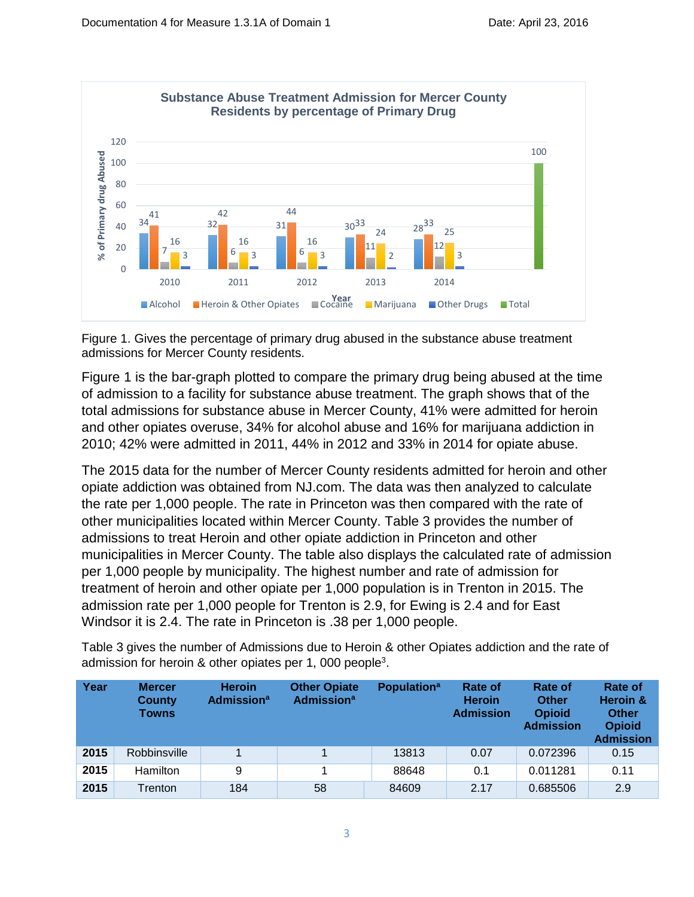Figure 1. Gives the percentage of primary drug abused in the substance abuse treatment admissions for Mercer County residents.

Figure 1 is the bar-graph plotted to compare the primary drug being abused at the time of admission to a facility for substance abuse treatment. The graph shows that of the total admissions for substance abuse in Mercer County, 41% were admitted for heroin and other opiates overuse, 34% for alcohol abuse and 16% for marijuana addiction in 2010; 42% were admitted in 2011, 44% in 2012 and 33% in 2014 for opiate abuse.

The 2015 data for the number of Mercer County residents admitted for heroin and other opiate addiction was obtained from NJ.com. The data was then analyzed to calculate the rate per 1,000 people. The rate in Princeton was then compared with the rate of other municipalities located within Mercer County. Table 3 provides the number of admissions to treat Heroin and other opiate addiction in Princeton and other municipalities in Mercer County. The table also displays the calculated rate of admission per 1,000 people by municipality. The highest number and rate of admission for treatment of heroin and other opiate per 1,000 population is in Trenton in 2015. The admission rate per 1,000 people for Trenton is 2.9, for Ewing is 2.4 and for East Windsor it is 2.4. The rate in Princeton is .38 per 1,000 people.

Table 3 gives the number of Admissions due to Heroin & other Opiates addiction and the rate of admission for heroin & other opiates per 1, 000 people[3].

| Year | Mercer County Towns | Heroin Admission[a] | Other Opiate Admission[a] | Population[a] | Rate of Heroin Admission | Rate of Other Opioid Admission | Rate of Heroin & Other Opioid Admission |
|---|---|---|---|---|---|---|---|
| 2015 | Robbinsville | 1 | 1 | 13813 | 0.07 | 0.072396 | 0.15 |
| 2015 | Hamilton | 9 | 1 | 88648 | 0.1 | 0.011281 | 0.11 |
| 2015 | Trenton | 184 | 58 | 84609 | 2.17 | 0.685506 | 2.9 |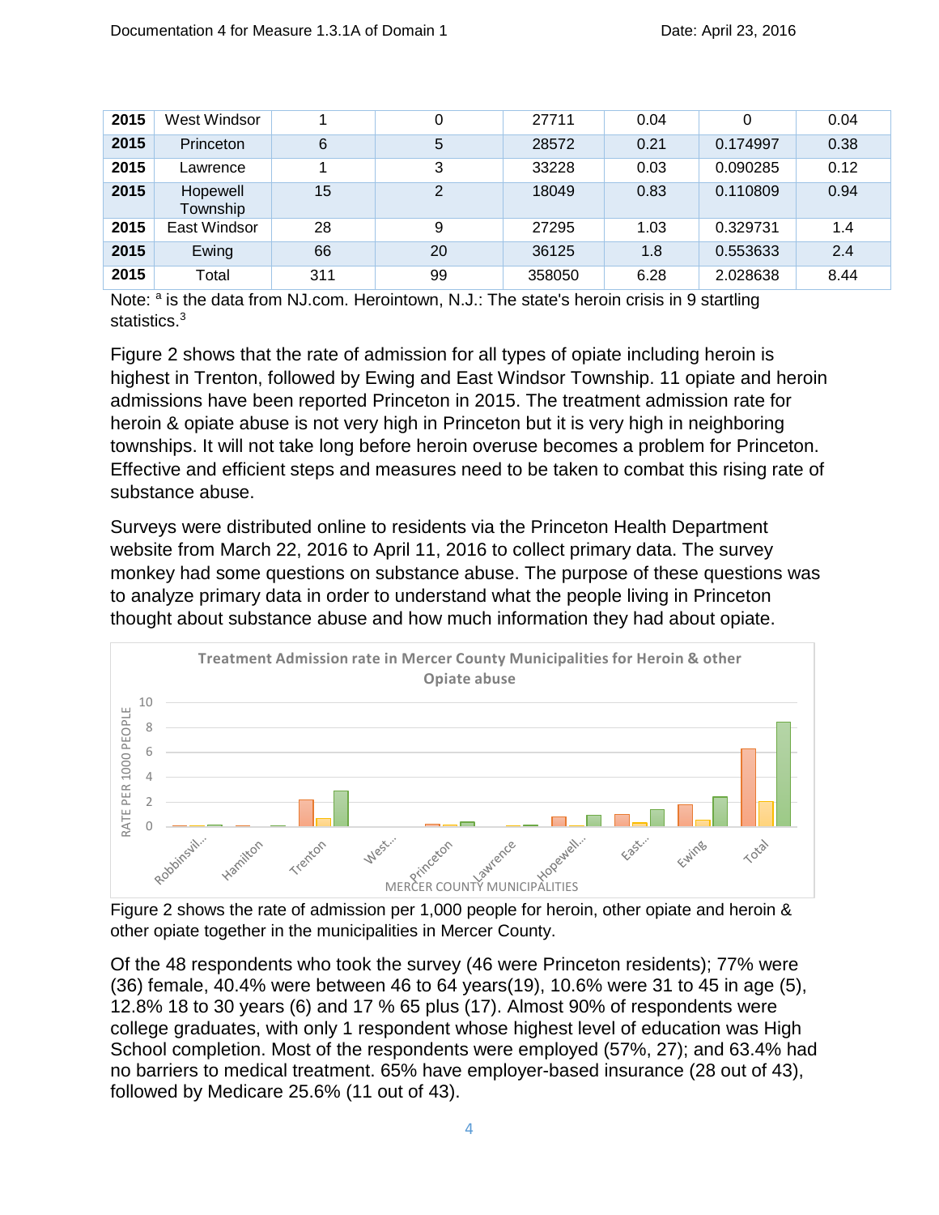| 2015 | West Windsor | 1 | 0 | 27711 | 0.04 | 0 | 0.04 |
|---|---|---|---|---|---|---|---|
| **2015** | Princeton | 6 | 5 | 28572 | 0.21 | 0.174997 | 0.38 |
| **2015** | Lawrence | 1 | 3 | 33228 | 0.03 | 0.090285 | 0.12 |
| **2015** | Hopewell Township | 15 | 2 | 18049 | 0.83 | 0.110809 | 0.94 |
| **2015** | East Windsor | 28 | 9 | 27295 | 1.03 | 0.329731 | 1.4 |
| **2015** | Ewing | 66 | 20 | 36125 | 1.8 | 0.553633 | 2.4 |
| **2015** | Total | 311 | 99 | 358050 | 6.28 | 2.028638 | 8.44 |

Note: [a] is the data from NJ.com. Herointown, N.J.: The state's heroin crisis in 9 startling statistics.[3]

Figure 2 shows that the rate of admission for all types of opiate including heroin is highest in Trenton, followed by Ewing and East Windsor Township. 11 opiate and heroin admissions have been reported Princeton in 2015. The treatment admission rate for heroin & opiate abuse is not very high in Princeton but it is very high in neighboring townships. It will not take long before heroin overuse becomes a problem for Princeton. Effective and efficient steps and measures need to be taken to combat this rising rate of substance abuse.

Surveys were distributed online to residents via the Princeton Health Department website from March 22, 2016 to April 11, 2016 to collect primary data. The survey monkey had some questions on substance abuse. The purpose of these questions was to analyze primary data in order to understand what the people living in Princeton thought about substance abuse and how much information they had about opiate.

Figure 2 shows the rate of admission per 1,000 people for heroin, other opiate and heroin & other opiate together in the municipalities in Mercer County.

Of the 48 respondents who took the survey (46 were Princeton residents); 77% were (36) female, 40.4% were between 46 to 64 years(19), 10.6% were 31 to 45 in age (5), 12.8% 18 to 30 years (6) and 17 % 65 plus (17). Almost 90% of respondents were college graduates, with only 1 respondent whose highest level of education was High School completion. Most of the respondents were employed (57%, 27); and 63.4% had no barriers to medical treatment. 65% have employer-based insurance (28 out of 43), followed by Medicare 25.6% (11 out of 43).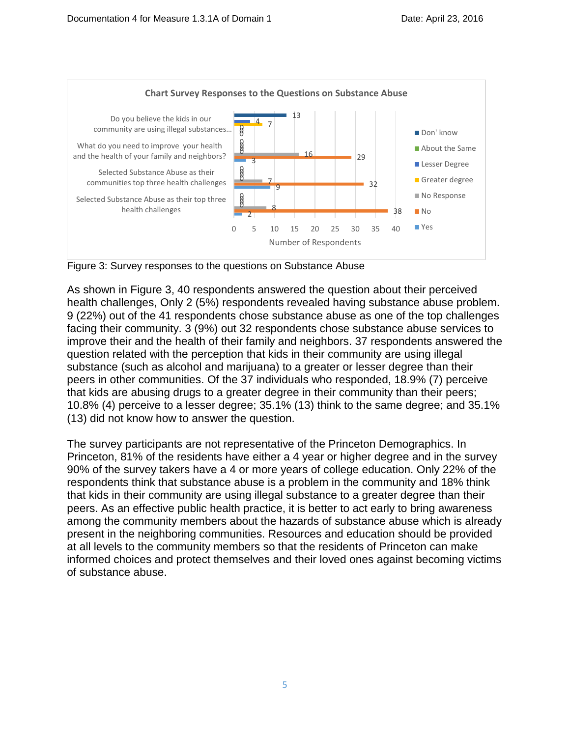**Chart Survey Responses to the Questions on Substance Abuse**

| Question | Yes | No | No Response | Greater degree | Lesser Degree | About the Same | Don' know |
|---|---|---|---|---|---|---|---|
| Do you believe the kids in our community are using illegal substances... | 0 | 0 | 0 | 7 | 4 | 0 | 13 |
| What do you need to improve your health and the health of your family and neighbors? | 3 | 29 | 16 | 0 | 0 | 0 | 0 |
| Selected Substance Abuse as their communities top three health challenges | 9 | 32 | 7 | 0 | 0 | 0 | 0 |
| Selected Substance Abuse as their top three health challenges | 2 | 38 | 8 | 0 | 0 | 0 | 0 |

Number of Respondents

Figure 3: Survey responses to the questions on Substance Abuse

As shown in Figure 3, 40 respondents answered the question about their perceived health challenges, Only 2 (5%) respondents revealed having substance abuse problem. 9 (22%) out of the 41 respondents chose substance abuse as one of the top challenges facing their community. 3 (9%) out 32 respondents chose substance abuse services to improve their and the health of their family and neighbors. 37 respondents answered the question related with the perception that kids in their community are using illegal substance (such as alcohol and marijuana) to a greater or lesser degree than their peers in other communities. Of the 37 individuals who responded, 18.9% (7) perceive that kids are abusing drugs to a greater degree in their community than their peers; 10.8% (4) perceive to a lesser degree; 35.1% (13) think to the same degree; and 35.1% (13) did not know how to answer the question.

The survey participants are not representative of the Princeton Demographics. In Princeton, 81% of the residents have either a 4 year or higher degree and in the survey 90% of the survey takers have a 4 or more years of college education. Only 22% of the respondents think that substance abuse is a problem in the community and 18% think that kids in their community are using illegal substance to a greater degree than their peers. As an effective public health practice, it is better to act early to bring awareness among the community members about the hazards of substance abuse which is already present in the neighboring communities. Resources and education should be provided at all levels to the community members so that the residents of Princeton can make informed choices and protect themselves and their loved ones against becoming victims of substance abuse.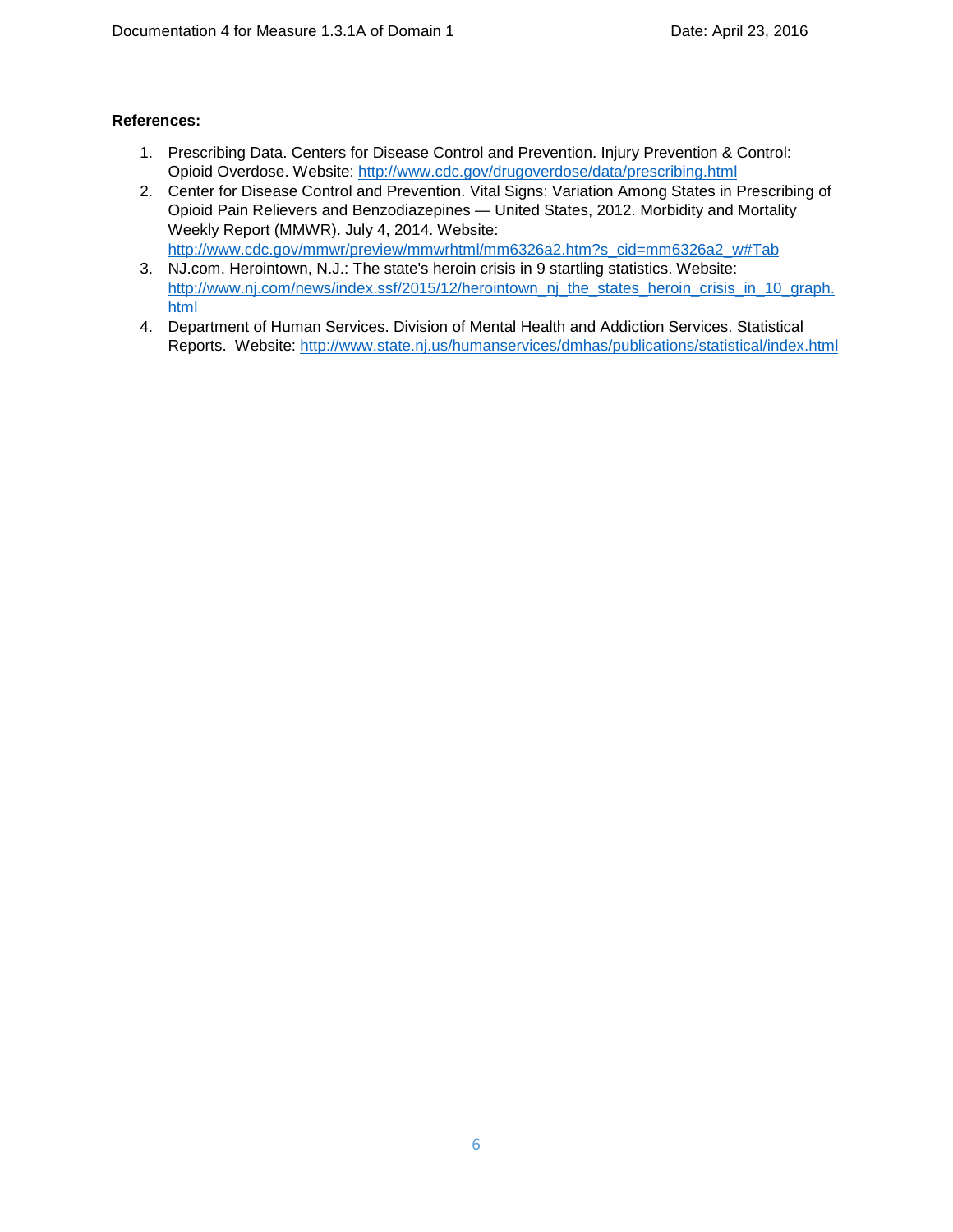**References:**

1. Prescribing Data. Centers for Disease Control and Prevention. Injury Prevention & Control: Opioid Overdose. Website: http://www.cdc.gov/drugoverdose/data/prescribing.html
2. Center for Disease Control and Prevention. Vital Signs: Variation Among States in Prescribing of Opioid Pain Relievers and Benzodiazepines — United States, 2012. Morbidity and Mortality Weekly Report (MMWR). July 4, 2014. Website: http://www.cdc.gov/mmwr/preview/mmwrhtml/mm6326a2.htm?s_cid=mm6326a2_w#Tab
3. NJ.com. Herointown, N.J.: The state's heroin crisis in 9 startling statistics. Website: http://www.nj.com/news/index.ssf/2015/12/herointown_nj_the_states_heroin_crisis_in_10_graph.html
4. Department of Human Services. Division of Mental Health and Addiction Services. Statistical Reports. Website: http://www.state.nj.us/humanservices/dmhas/publications/statistical/index.html